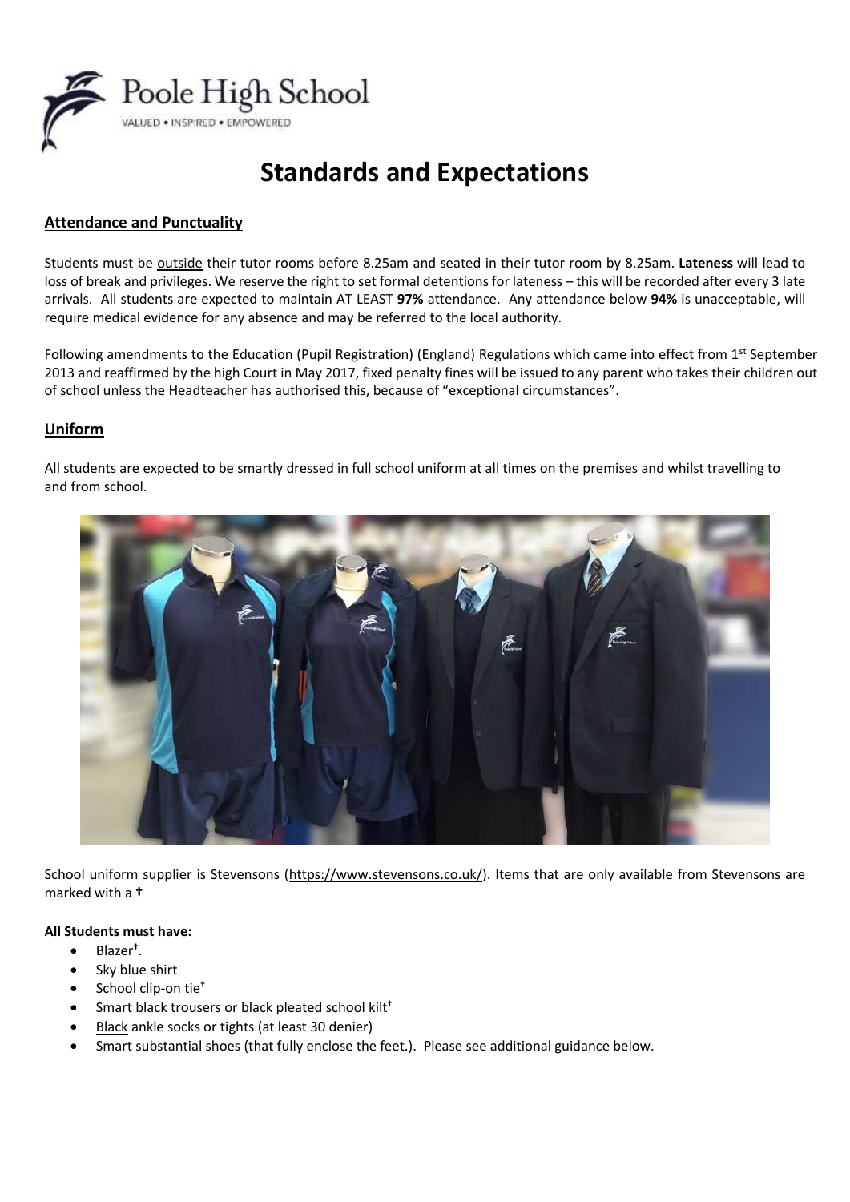Poole High School

VALUED • INSPIRED • EMPOWERED

# Standards and Expectations

## Attendance and Punctuality

Students must be outside their tutor rooms before 8.25am and seated in their tutor room by 8.25am. **Lateness** will lead to loss of break and privileges. We reserve the right to set formal detentions for lateness – this will be recorded after every 3 late arrivals. All students are expected to maintain AT LEAST **97%** attendance. Any attendance below **94%** is unacceptable, will require medical evidence for any absence and may be referred to the local authority.

Following amendments to the Education (Pupil Registration) (England) Regulations which came into effect from 1st September 2013 and reaffirmed by the high Court in May 2017, fixed penalty fines will be issued to any parent who takes their children out of school unless the Headteacher has authorised this, because of "exceptional circumstances".

## Uniform

All students are expected to be smartly dressed in full school uniform at all times on the premises and whilst travelling to and from school.

School uniform supplier is Stevensons (https://www.stevensons.co.uk/). Items that are only available from Stevensons are marked with a †

**All Students must have:**

- Blazer†.
- Sky blue shirt
- School clip-on tie†
- Smart black trousers or black pleated school kilt†
- Black ankle socks or tights (at least 30 denier)
- Smart substantial shoes (that fully enclose the feet.). Please see additional guidance below.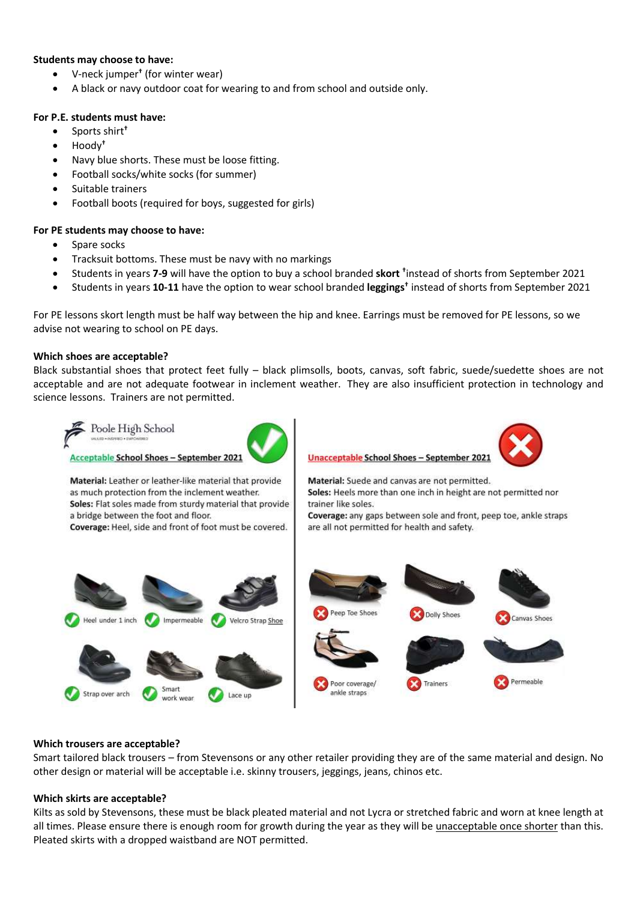**Students may choose to have:**

- V-neck jumper† (for winter wear)
- A black or navy outdoor coat for wearing to and from school and outside only.

**For P.E. students must have:**

- Sports shirt†
- Hoody†
- Navy blue shorts. These must be loose fitting.
- Football socks/white socks (for summer)
- Suitable trainers
- Football boots (required for boys, suggested for girls)

**For PE students may choose to have:**

- Spare socks
- Tracksuit bottoms. These must be navy with no markings
- Students in years **7-9** will have the option to buy a school branded **skort** †instead of shorts from September 2021
- Students in years **10-11** have the option to wear school branded **leggings**† instead of shorts from September 2021

For PE lessons skort length must be half way between the hip and knee. Earrings must be removed for PE lessons, so we advise not wearing to school on PE days.

**Which shoes are acceptable?**

Black substantial shoes that protect feet fully – black plimsolls, boots, canvas, soft fabric, suede/suedette shoes are not acceptable and are not adequate footwear in inclement weather. They are also insufficient protection in technology and science lessons. Trainers are not permitted.

Poole High School

Acceptable School Shoes – September 2021

**Material:** Leather or leather-like material that provide as much protection from the inclement weather.
**Soles:** Flat soles made from sturdy material that provide a bridge between the foot and floor.
**Coverage:** Heel, side and front of foot must be covered.

Heel under 1 inch | Impermeable | Velcro Strap Shoe | Strap over arch | Smart work wear | Lace up

Unacceptable School Shoes – September 2021

**Material:** Suede and canvas are not permitted.
**Soles:** Heels more than one inch in height are not permitted nor trainer like soles.
**Coverage:** any gaps between sole and front, peep toe, ankle straps are all not permitted for health and safety.

Peep Toe Shoes | Dolly Shoes | Canvas Shoes | Poor coverage/ ankle straps | Trainers | Permeable

**Which trousers are acceptable?**

Smart tailored black trousers – from Stevensons or any other retailer providing they are of the same material and design. No other design or material will be acceptable i.e. skinny trousers, jeggings, jeans, chinos etc.

**Which skirts are acceptable?**

Kilts as sold by Stevensons, these must be black pleated material and not Lycra or stretched fabric and worn at knee length at all times. Please ensure there is enough room for growth during the year as they will be unacceptable once shorter than this. Pleated skirts with a dropped waistband are NOT permitted.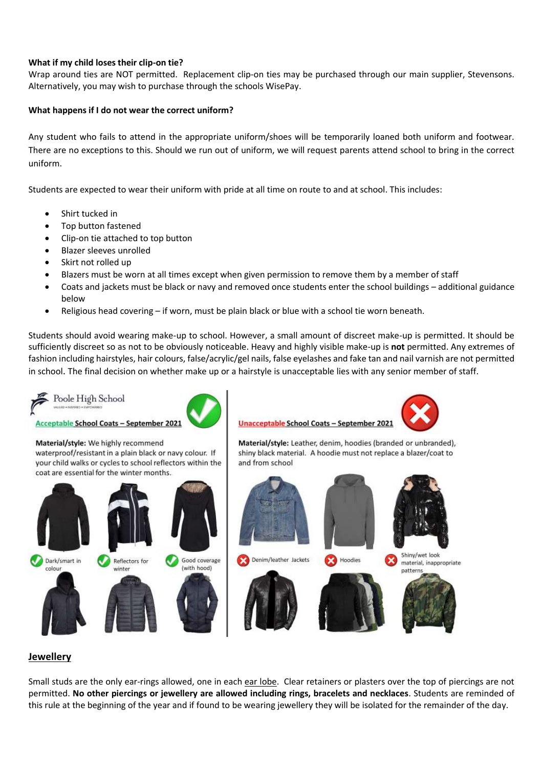**What if my child loses their clip-on tie?**

Wrap around ties are NOT permitted. Replacement clip-on ties may be purchased through our main supplier, Stevensons. Alternatively, you may wish to purchase through the schools WisePay.

**What happens if I do not wear the correct uniform?**

Any student who fails to attend in the appropriate uniform/shoes will be temporarily loaned both uniform and footwear. There are no exceptions to this. Should we run out of uniform, we will request parents attend school to bring in the correct uniform.

Students are expected to wear their uniform with pride at all time on route to and at school. This includes:

- Shirt tucked in
- Top button fastened
- Clip-on tie attached to top button
- Blazer sleeves unrolled
- Skirt not rolled up
- Blazers must be worn at all times except when given permission to remove them by a member of staff
- Coats and jackets must be black or navy and removed once students enter the school buildings – additional guidance below
- Religious head covering – if worn, must be plain black or blue with a school tie worn beneath.

Students should avoid wearing make-up to school. However, a small amount of discreet make-up is permitted. It should be sufficiently discreet so as not to be obviously noticeable. Heavy and highly visible make-up is **not** permitted. Any extremes of fashion including hairstyles, hair colours, false/acrylic/gel nails, false eyelashes and fake tan and nail varnish are not permitted in school. The final decision on whether make up or a hairstyle is unacceptable lies with any senior member of staff.

Poole High School

Acceptable School Coats – September 2021

**Material/style:** We highly recommend waterproof/resistant in a plain black or navy colour. If your child walks or cycles to school reflectors within the coat are essential for the winter months.

- Dark/smart in colour
- Reflectors for winter
- Good coverage (with hood)

Unacceptable School Coats – September 2021

**Material/style:** Leather, denim, hoodies (branded or unbranded), shiny black material. A hoodie must not replace a blazer/coat to and from school

- Denim/leather Jackets
- Hoodies
- Shiny/wet look material, inappropriate patterns

## Jewellery

Small studs are the only ear-rings allowed, one in each ear lobe. Clear retainers or plasters over the top of piercings are not permitted. **No other piercings or jewellery are allowed including rings, bracelets and necklaces**. Students are reminded of this rule at the beginning of the year and if found to be wearing jewellery they will be isolated for the remainder of the day.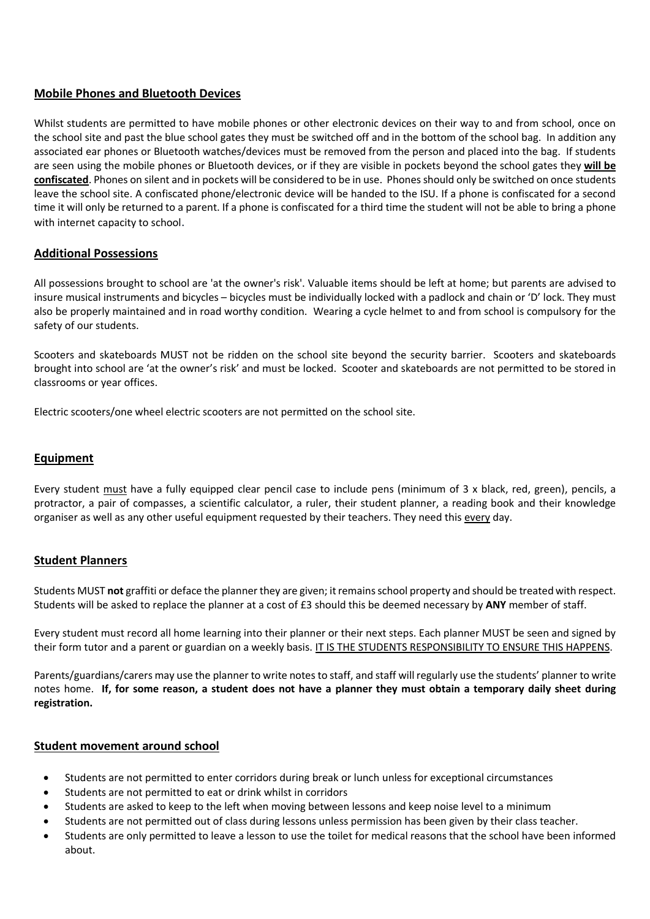## Mobile Phones and Bluetooth Devices

Whilst students are permitted to have mobile phones or other electronic devices on their way to and from school, once on the school site and past the blue school gates they must be switched off and in the bottom of the school bag. In addition any associated ear phones or Bluetooth watches/devices must be removed from the person and placed into the bag. If students are seen using the mobile phones or Bluetooth devices, or if they are visible in pockets beyond the school gates they **will be confiscated**. Phones on silent and in pockets will be considered to be in use. Phones should only be switched on once students leave the school site. A confiscated phone/electronic device will be handed to the ISU. If a phone is confiscated for a second time it will only be returned to a parent. If a phone is confiscated for a third time the student will not be able to bring a phone with internet capacity to school.

## Additional Possessions

All possessions brought to school are 'at the owner's risk'. Valuable items should be left at home; but parents are advised to insure musical instruments and bicycles – bicycles must be individually locked with a padlock and chain or 'D' lock. They must also be properly maintained and in road worthy condition. Wearing a cycle helmet to and from school is compulsory for the safety of our students.

Scooters and skateboards MUST not be ridden on the school site beyond the security barrier. Scooters and skateboards brought into school are 'at the owner's risk' and must be locked. Scooter and skateboards are not permitted to be stored in classrooms or year offices.

Electric scooters/one wheel electric scooters are not permitted on the school site.

## Equipment

Every student must have a fully equipped clear pencil case to include pens (minimum of 3 x black, red, green), pencils, a protractor, a pair of compasses, a scientific calculator, a ruler, their student planner, a reading book and their knowledge organiser as well as any other useful equipment requested by their teachers. They need this every day.

## Student Planners

Students MUST **not** graffiti or deface the planner they are given; it remains school property and should be treated with respect. Students will be asked to replace the planner at a cost of £3 should this be deemed necessary by **ANY** member of staff.

Every student must record all home learning into their planner or their next steps. Each planner MUST be seen and signed by their form tutor and a parent or guardian on a weekly basis. IT IS THE STUDENTS RESPONSIBILITY TO ENSURE THIS HAPPENS.

Parents/guardians/carers may use the planner to write notes to staff, and staff will regularly use the students' planner to write notes home. **If, for some reason, a student does not have a planner they must obtain a temporary daily sheet during registration.**

## Student movement around school

- Students are not permitted to enter corridors during break or lunch unless for exceptional circumstances
- Students are not permitted to eat or drink whilst in corridors
- Students are asked to keep to the left when moving between lessons and keep noise level to a minimum
- Students are not permitted out of class during lessons unless permission has been given by their class teacher.
- Students are only permitted to leave a lesson to use the toilet for medical reasons that the school have been informed about.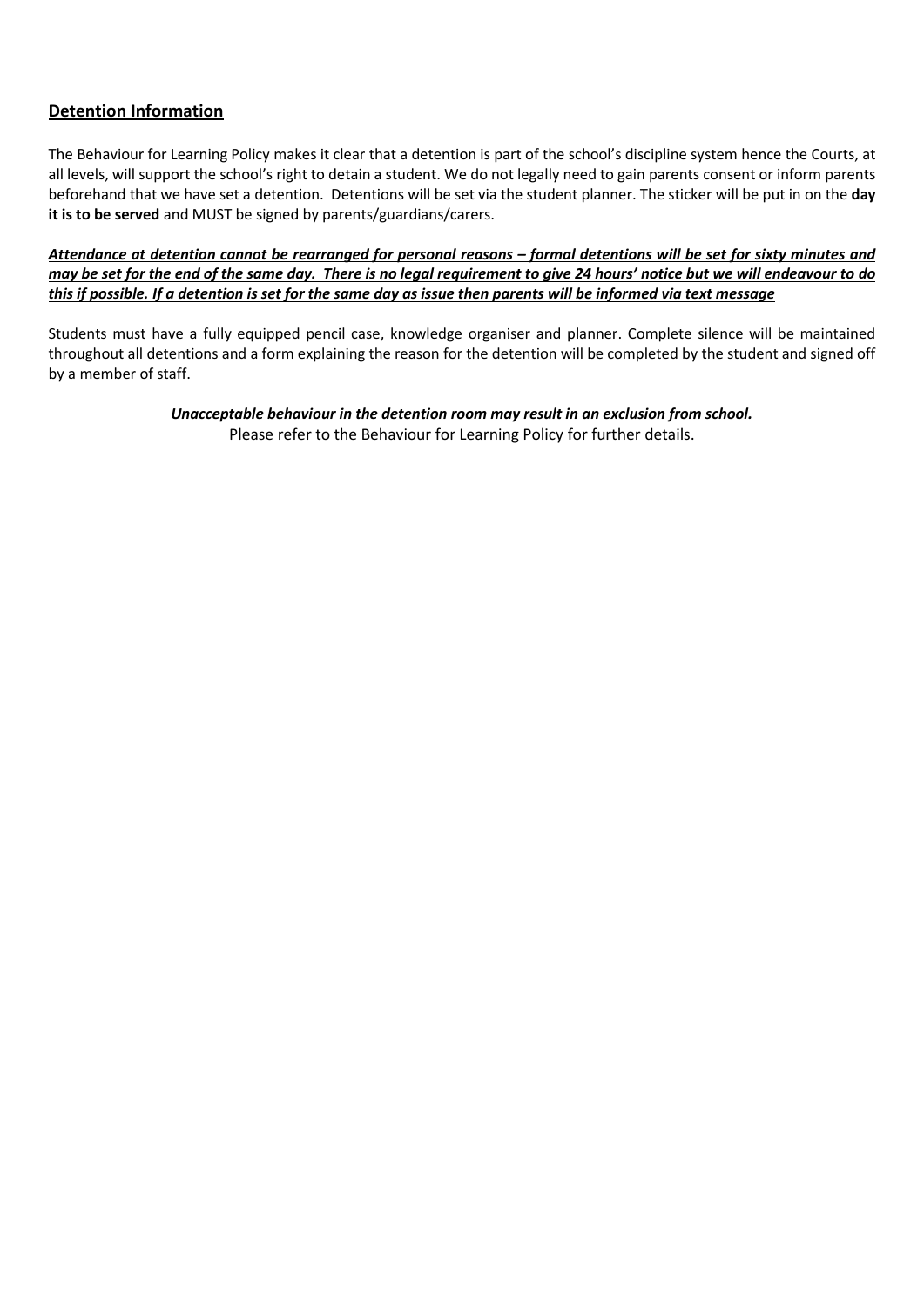## Detention Information

The Behaviour for Learning Policy makes it clear that a detention is part of the school's discipline system hence the Courts, at all levels, will support the school's right to detain a student. We do not legally need to gain parents consent or inform parents beforehand that we have set a detention. Detentions will be set via the student planner. The sticker will be put in on the **day it is to be served** and MUST be signed by parents/guardians/carers.

***Attendance at detention cannot be rearranged for personal reasons – formal detentions will be set for sixty minutes and may be set for the end of the same day. There is no legal requirement to give 24 hours' notice but we will endeavour to do this if possible. If a detention is set for the same day as issue then parents will be informed via text message***

Students must have a fully equipped pencil case, knowledge organiser and planner. Complete silence will be maintained throughout all detentions and a form explaining the reason for the detention will be completed by the student and signed off by a member of staff.

***Unacceptable behaviour in the detention room may result in an exclusion from school.***

Please refer to the Behaviour for Learning Policy for further details.